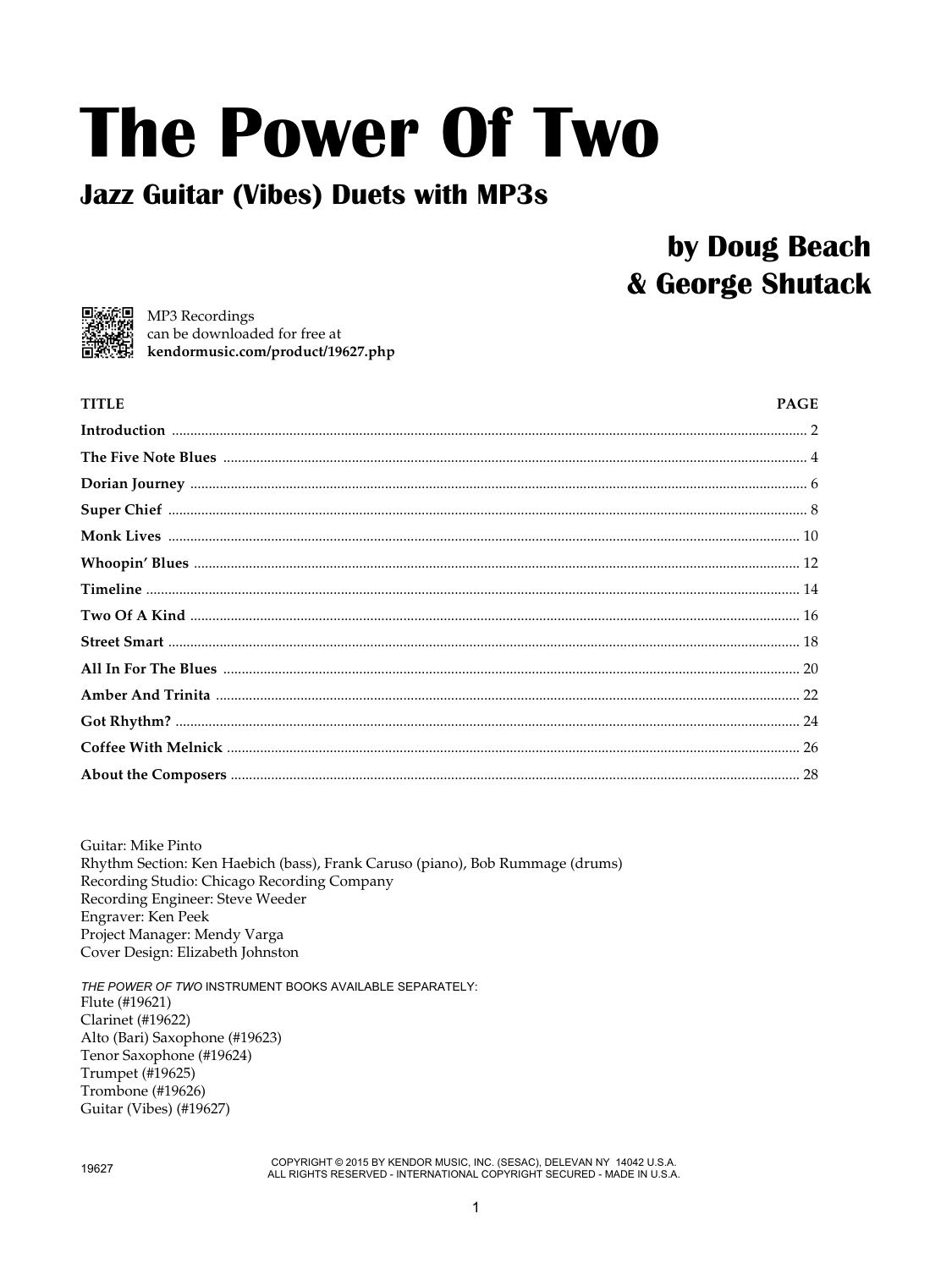# The Power Of Two

## Jazz Guitar (Vibes) Duets with MP3s

**by Doug Beach**
**& George Shutack**

MP3 Recordings
can be downloaded for free at
**kendormusic.com/product/19627.php**

| TITLE | PAGE |
|---|---|
| **Introduction** | 2 |
| **The Five Note Blues** | 4 |
| **Dorian Journey** | 6 |
| **Super Chief** | 8 |
| **Monk Lives** | 10 |
| **Whoopin' Blues** | 12 |
| **Timeline** | 14 |
| **Two Of A Kind** | 16 |
| **Street Smart** | 18 |
| **All In For The Blues** | 20 |
| **Amber And Trinita** | 22 |
| **Got Rhythm?** | 24 |
| **Coffee With Melnick** | 26 |
| **About the Composers** | 28 |

Guitar: Mike Pinto
Rhythm Section: Ken Haebich (bass), Frank Caruso (piano), Bob Rummage (drums)
Recording Studio: Chicago Recording Company
Recording Engineer: Steve Weeder
Engraver: Ken Peek
Project Manager: Mendy Varga
Cover Design: Elizabeth Johnston

*THE POWER OF TWO* INSTRUMENT BOOKS AVAILABLE SEPARATELY:
Flute (#19621)
Clarinet (#19622)
Alto (Bari) Saxophone (#19623)
Tenor Saxophone (#19624)
Trumpet (#19625)
Trombone (#19626)
Guitar (Vibes) (#19627)

19627

COPYRIGHT © 2015 BY KENDOR MUSIC, INC. (SESAC), DELEVAN NY 14042 U.S.A.
ALL RIGHTS RESERVED - INTERNATIONAL COPYRIGHT SECURED - MADE IN U.S.A.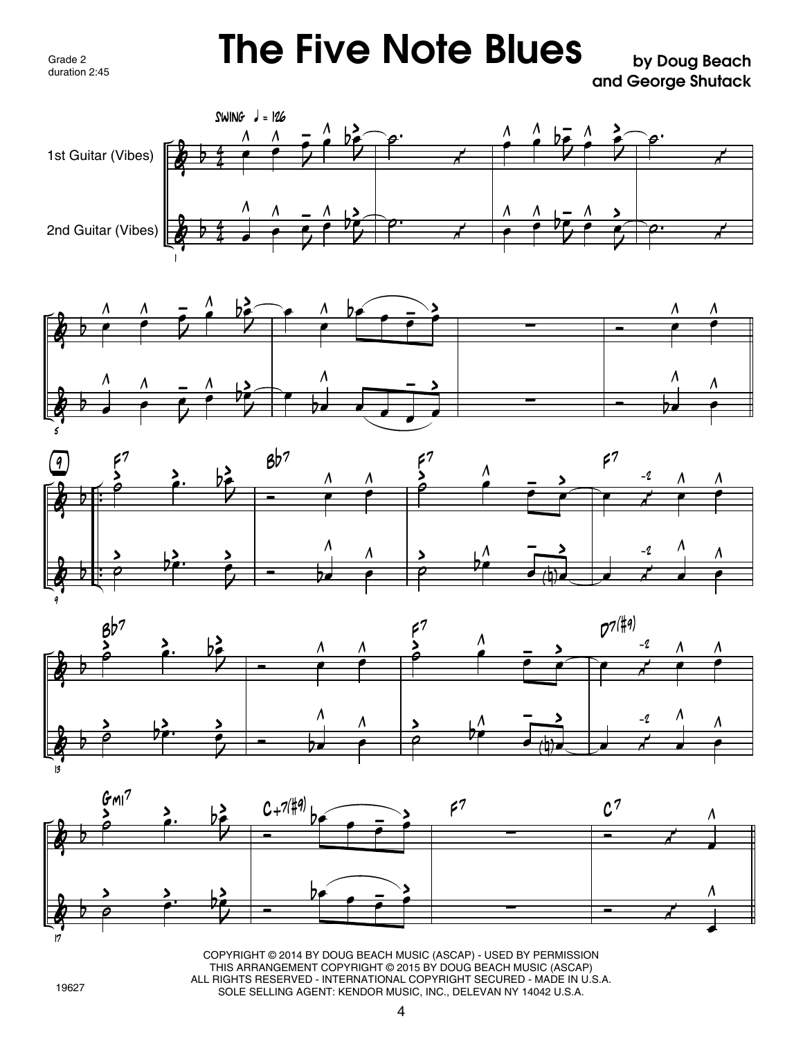Grade 2
duration 2:45

# The Five Note Blues

by Doug Beach
and George Shutack

COPYRIGHT © 2014 BY DOUG BEACH MUSIC (ASCAP) - USED BY PERMISSION
THIS ARRANGEMENT COPYRIGHT © 2015 BY DOUG BEACH MUSIC (ASCAP)
ALL RIGHTS RESERVED - INTERNATIONAL COPYRIGHT SECURED - MADE IN U.S.A.
SOLE SELLING AGENT: KENDOR MUSIC, INC., DELEVAN NY 14042 U.S.A.

19627